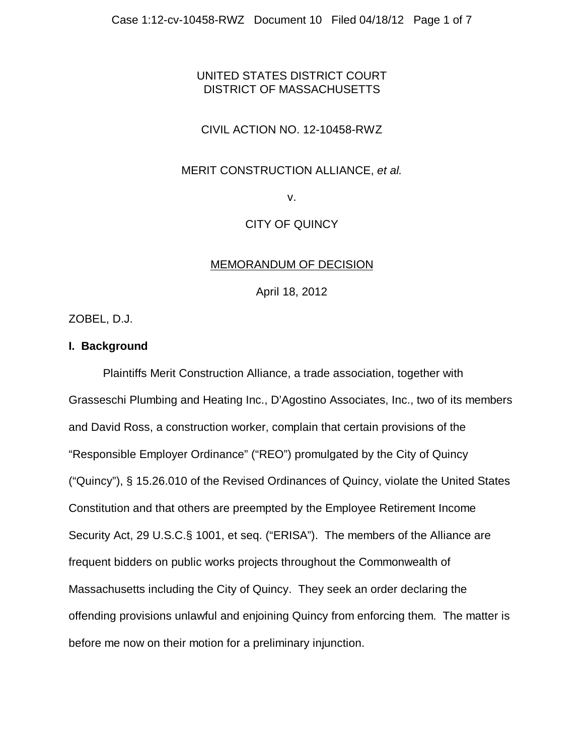UNITED STATES DISTRICT COURT
DISTRICT OF MASSACHUSETTS

CIVIL ACTION NO. 12-10458-RWZ

MERIT CONSTRUCTION ALLIANCE, *et al.*

v.

CITY OF QUINCY

MEMORANDUM OF DECISION

April 18, 2012

ZOBEL, D.J.

**I. Background**

Plaintiffs Merit Construction Alliance, a trade association, together with Grasseschi Plumbing and Heating Inc., D'Agostino Associates, Inc., two of its members and David Ross, a construction worker, complain that certain provisions of the "Responsible Employer Ordinance" ("REO") promulgated by the City of Quincy ("Quincy"), § 15.26.010 of the Revised Ordinances of Quincy, violate the United States Constitution and that others are preempted by the Employee Retirement Income Security Act, 29 U.S.C.§ 1001, et seq. ("ERISA"). The members of the Alliance are frequent bidders on public works projects throughout the Commonwealth of Massachusetts including the City of Quincy. They seek an order declaring the offending provisions unlawful and enjoining Quincy from enforcing them. The matter is before me now on their motion for a preliminary injunction.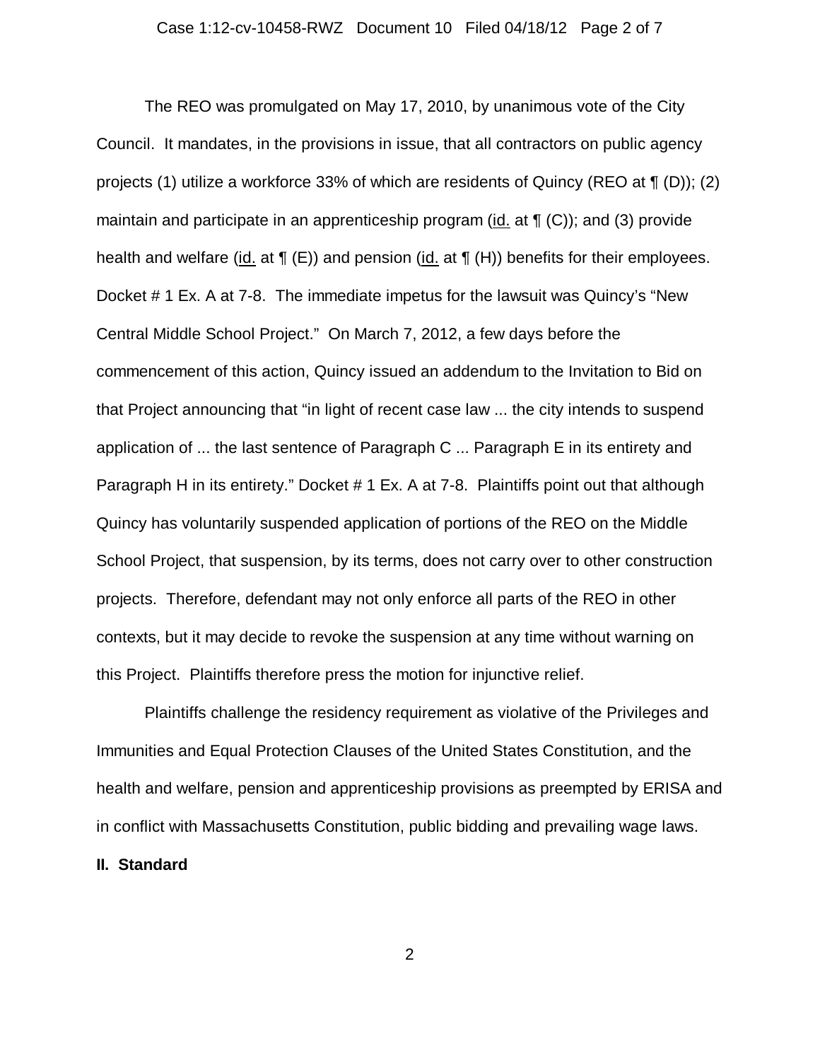The REO was promulgated on May 17, 2010, by unanimous vote of the City Council. It mandates, in the provisions in issue, that all contractors on public agency projects (1) utilize a workforce 33% of which are residents of Quincy (REO at ¶ (D)); (2) maintain and participate in an apprenticeship program (id. at ¶ (C)); and (3) provide health and welfare (id. at ¶ (E)) and pension (id. at ¶ (H)) benefits for their employees. Docket # 1 Ex. A at 7-8. The immediate impetus for the lawsuit was Quincy's "New Central Middle School Project." On March 7, 2012, a few days before the commencement of this action, Quincy issued an addendum to the Invitation to Bid on that Project announcing that "in light of recent case law ... the city intends to suspend application of ... the last sentence of Paragraph C ... Paragraph E in its entirety and Paragraph H in its entirety." Docket # 1 Ex. A at 7-8. Plaintiffs point out that although Quincy has voluntarily suspended application of portions of the REO on the Middle School Project, that suspension, by its terms, does not carry over to other construction projects. Therefore, defendant may not only enforce all parts of the REO in other contexts, but it may decide to revoke the suspension at any time without warning on this Project. Plaintiffs therefore press the motion for injunctive relief.

Plaintiffs challenge the residency requirement as violative of the Privileges and Immunities and Equal Protection Clauses of the United States Constitution, and the health and welfare, pension and apprenticeship provisions as preempted by ERISA and in conflict with Massachusetts Constitution, public bidding and prevailing wage laws.

## II. Standard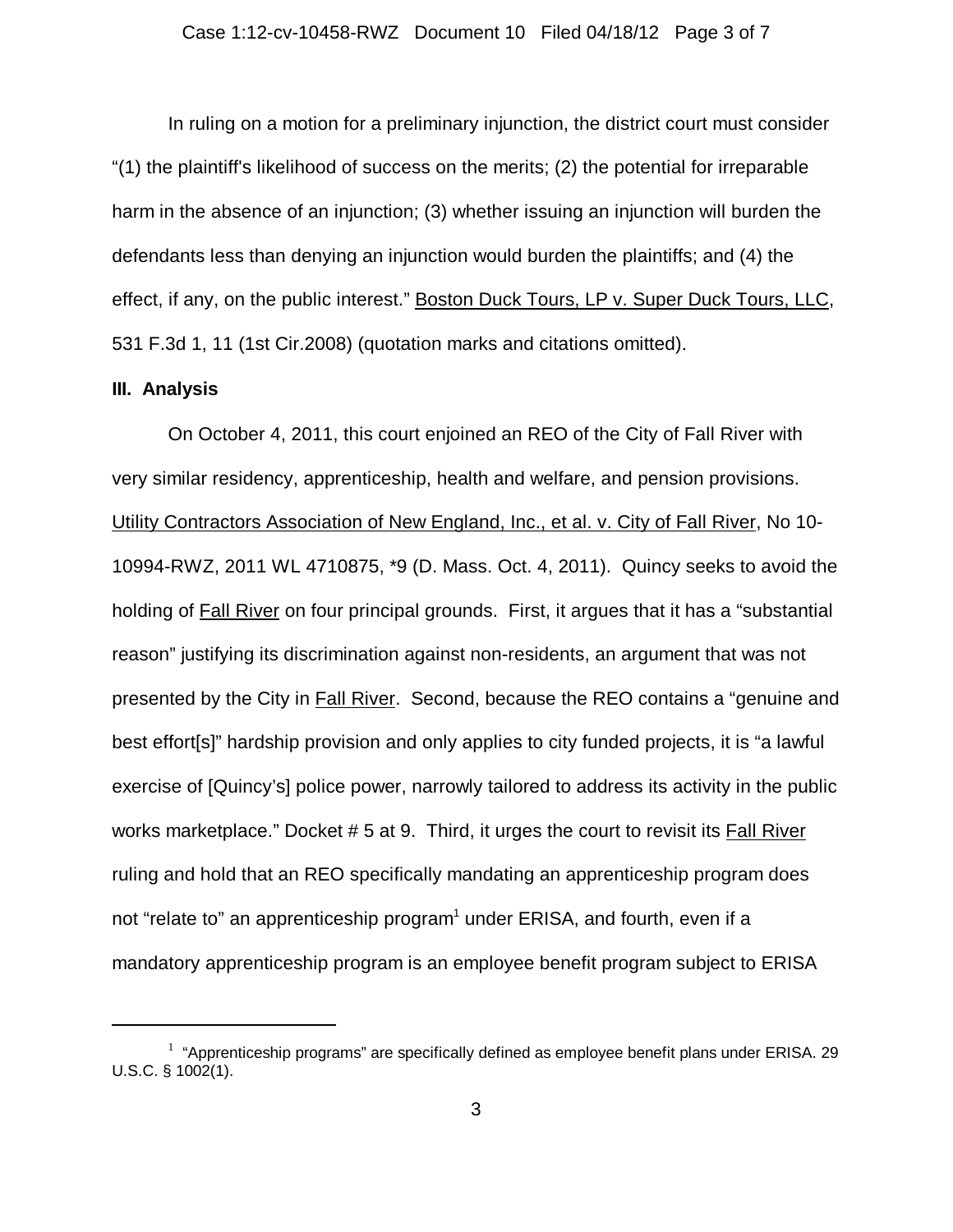In ruling on a motion for a preliminary injunction, the district court must consider "(1) the plaintiff's likelihood of success on the merits; (2) the potential for irreparable harm in the absence of an injunction; (3) whether issuing an injunction will burden the defendants less than denying an injunction would burden the plaintiffs; and (4) the effect, if any, on the public interest." Boston Duck Tours, LP v. Super Duck Tours, LLC, 531 F.3d 1, 11 (1st Cir.2008) (quotation marks and citations omitted).

### III. Analysis

On October 4, 2011, this court enjoined an REO of the City of Fall River with very similar residency, apprenticeship, health and welfare, and pension provisions. Utility Contractors Association of New England, Inc., et al. v. City of Fall River, No 10-10994-RWZ, 2011 WL 4710875, *9 (D. Mass. Oct. 4, 2011). Quincy seeks to avoid the holding of Fall River on four principal grounds. First, it argues that it has a "substantial reason" justifying its discrimination against non-residents, an argument that was not presented by the City in Fall River. Second, because the REO contains a "genuine and best effort[s]" hardship provision and only applies to city funded projects, it is "a lawful exercise of [Quincy's] police power, narrowly tailored to address its activity in the public works marketplace." Docket # 5 at 9. Third, it urges the court to revisit its Fall River ruling and hold that an REO specifically mandating an apprenticeship program does not "relate to" an apprenticeship program[1] under ERISA, and fourth, even if a mandatory apprenticeship program is an employee benefit program subject to ERISA

---

[1] "Apprenticeship programs" are specifically defined as employee benefit plans under ERISA. 29 U.S.C. § 1002(1).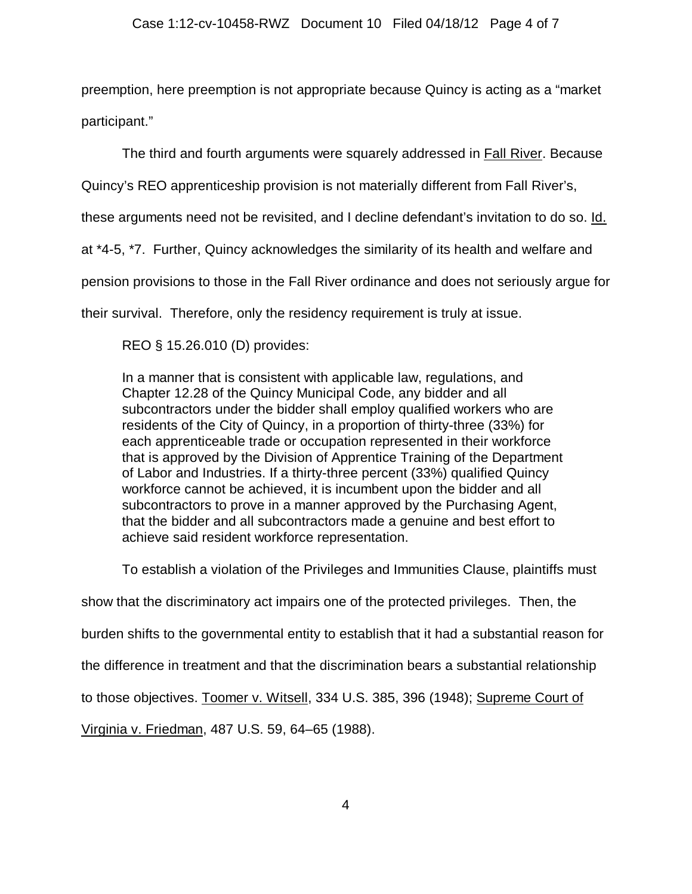preemption, here preemption is not appropriate because Quincy is acting as a "market participant."

The third and fourth arguments were squarely addressed in Fall River. Because Quincy's REO apprenticeship provision is not materially different from Fall River's, these arguments need not be revisited, and I decline defendant's invitation to do so. Id. at *4-5, *7. Further, Quincy acknowledges the similarity of its health and welfare and pension provisions to those in the Fall River ordinance and does not seriously argue for their survival. Therefore, only the residency requirement is truly at issue.

REO § 15.26.010 (D) provides:

> In a manner that is consistent with applicable law, regulations, and Chapter 12.28 of the Quincy Municipal Code, any bidder and all subcontractors under the bidder shall employ qualified workers who are residents of the City of Quincy, in a proportion of thirty-three (33%) for each apprenticeable trade or occupation represented in their workforce that is approved by the Division of Apprentice Training of the Department of Labor and Industries. If a thirty-three percent (33%) qualified Quincy workforce cannot be achieved, it is incumbent upon the bidder and all subcontractors to prove in a manner approved by the Purchasing Agent, that the bidder and all subcontractors made a genuine and best effort to achieve said resident workforce representation.

To establish a violation of the Privileges and Immunities Clause, plaintiffs must show that the discriminatory act impairs one of the protected privileges. Then, the burden shifts to the governmental entity to establish that it had a substantial reason for the difference in treatment and that the discrimination bears a substantial relationship to those objectives. Toomer v. Witsell, 334 U.S. 385, 396 (1948); Supreme Court of Virginia v. Friedman, 487 U.S. 59, 64–65 (1988).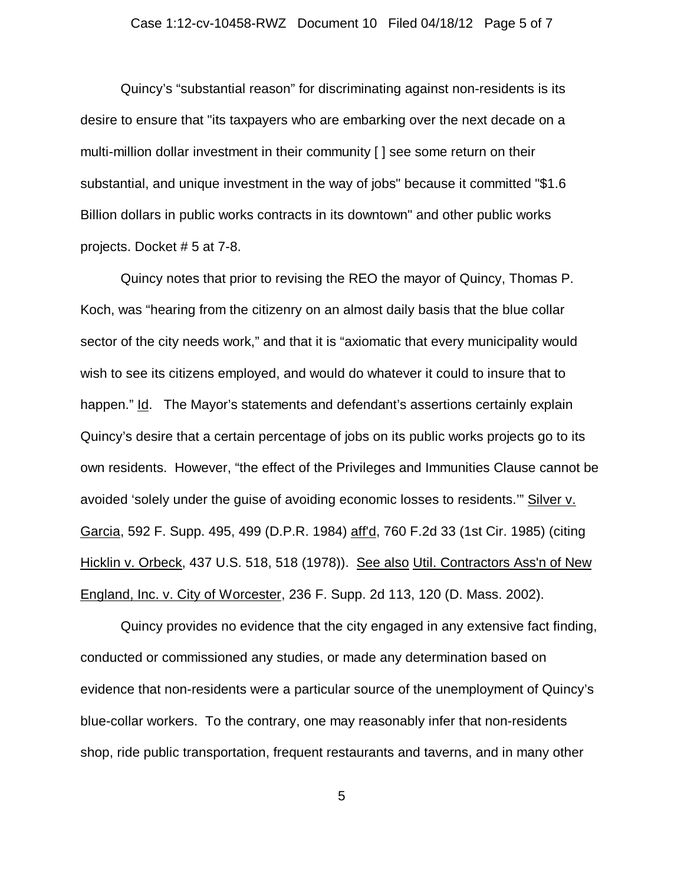Quincy's "substantial reason" for discriminating against non-residents is its desire to ensure that "its taxpayers who are embarking over the next decade on a multi-million dollar investment in their community [ ] see some return on their substantial, and unique investment in the way of jobs" because it committed "$1.6 Billion dollars in public works contracts in its downtown" and other public works projects. Docket # 5 at 7-8.

Quincy notes that prior to revising the REO the mayor of Quincy, Thomas P. Koch, was "hearing from the citizenry on an almost daily basis that the blue collar sector of the city needs work," and that it is "axiomatic that every municipality would wish to see its citizens employed, and would do whatever it could to insure that to happen." Id. The Mayor's statements and defendant's assertions certainly explain Quincy's desire that a certain percentage of jobs on its public works projects go to its own residents. However, "the effect of the Privileges and Immunities Clause cannot be avoided 'solely under the guise of avoiding economic losses to residents.'" Silver v. Garcia, 592 F. Supp. 495, 499 (D.P.R. 1984) aff'd, 760 F.2d 33 (1st Cir. 1985) (citing Hicklin v. Orbeck, 437 U.S. 518, 518 (1978)). See also Util. Contractors Ass'n of New England, Inc. v. City of Worcester, 236 F. Supp. 2d 113, 120 (D. Mass. 2002).

Quincy provides no evidence that the city engaged in any extensive fact finding, conducted or commissioned any studies, or made any determination based on evidence that non-residents were a particular source of the unemployment of Quincy's blue-collar workers. To the contrary, one may reasonably infer that non-residents shop, ride public transportation, frequent restaurants and taverns, and in many other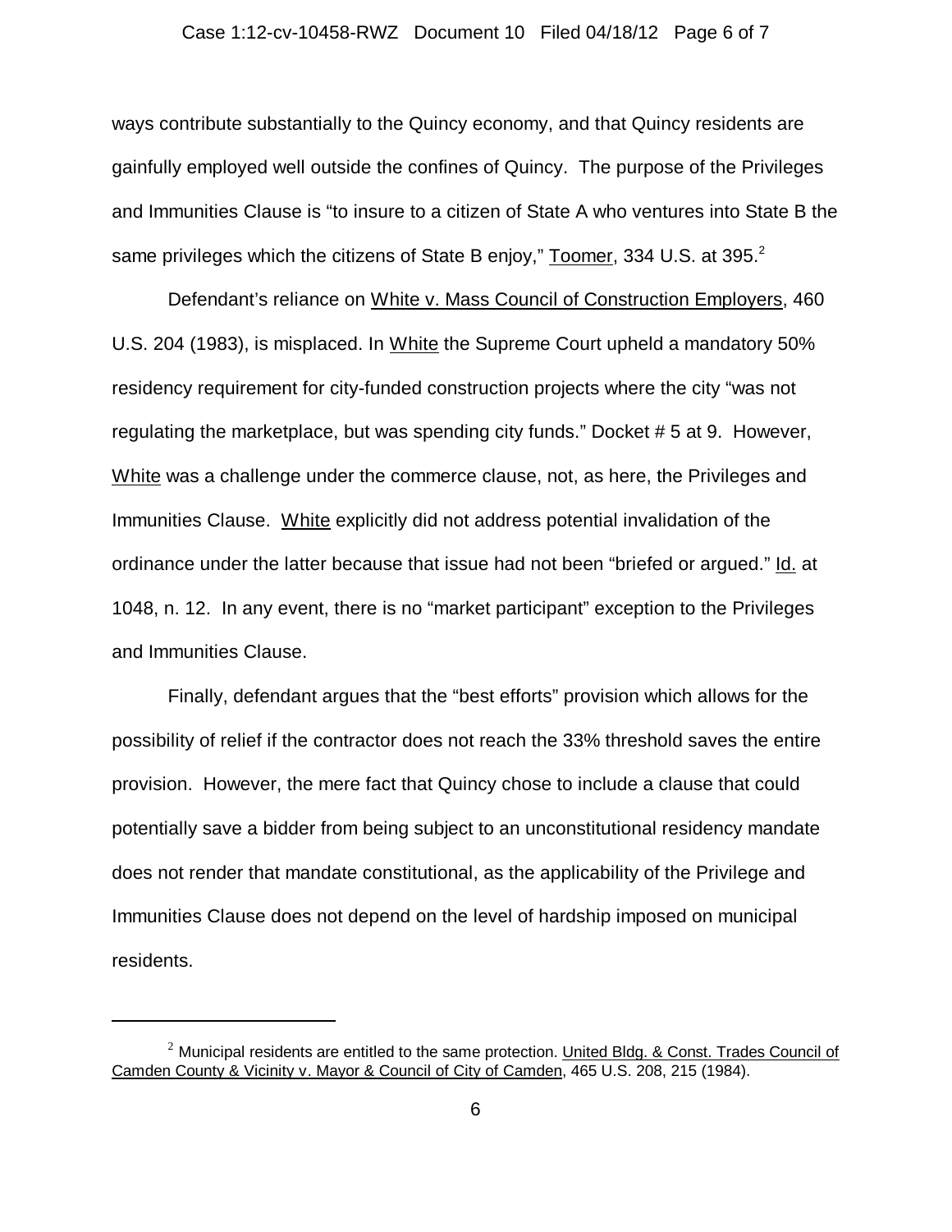ways contribute substantially to the Quincy economy, and that Quincy residents are gainfully employed well outside the confines of Quincy. The purpose of the Privileges and Immunities Clause is "to insure to a citizen of State A who ventures into State B the same privileges which the citizens of State B enjoy," Toomer, 334 U.S. at 395.[2]

Defendant's reliance on White v. Mass Council of Construction Employers, 460 U.S. 204 (1983), is misplaced. In White the Supreme Court upheld a mandatory 50% residency requirement for city-funded construction projects where the city "was not regulating the marketplace, but was spending city funds." Docket # 5 at 9. However, White was a challenge under the commerce clause, not, as here, the Privileges and Immunities Clause. White explicitly did not address potential invalidation of the ordinance under the latter because that issue had not been "briefed or argued." Id. at 1048, n. 12. In any event, there is no "market participant" exception to the Privileges and Immunities Clause.

Finally, defendant argues that the "best efforts" provision which allows for the possibility of relief if the contractor does not reach the 33% threshold saves the entire provision. However, the mere fact that Quincy chose to include a clause that could potentially save a bidder from being subject to an unconstitutional residency mandate does not render that mandate constitutional, as the applicability of the Privilege and Immunities Clause does not depend on the level of hardship imposed on municipal residents.

---

[2] Municipal residents are entitled to the same protection. United Bldg. & Const. Trades Council of Camden County & Vicinity v. Mayor & Council of City of Camden, 465 U.S. 208, 215 (1984).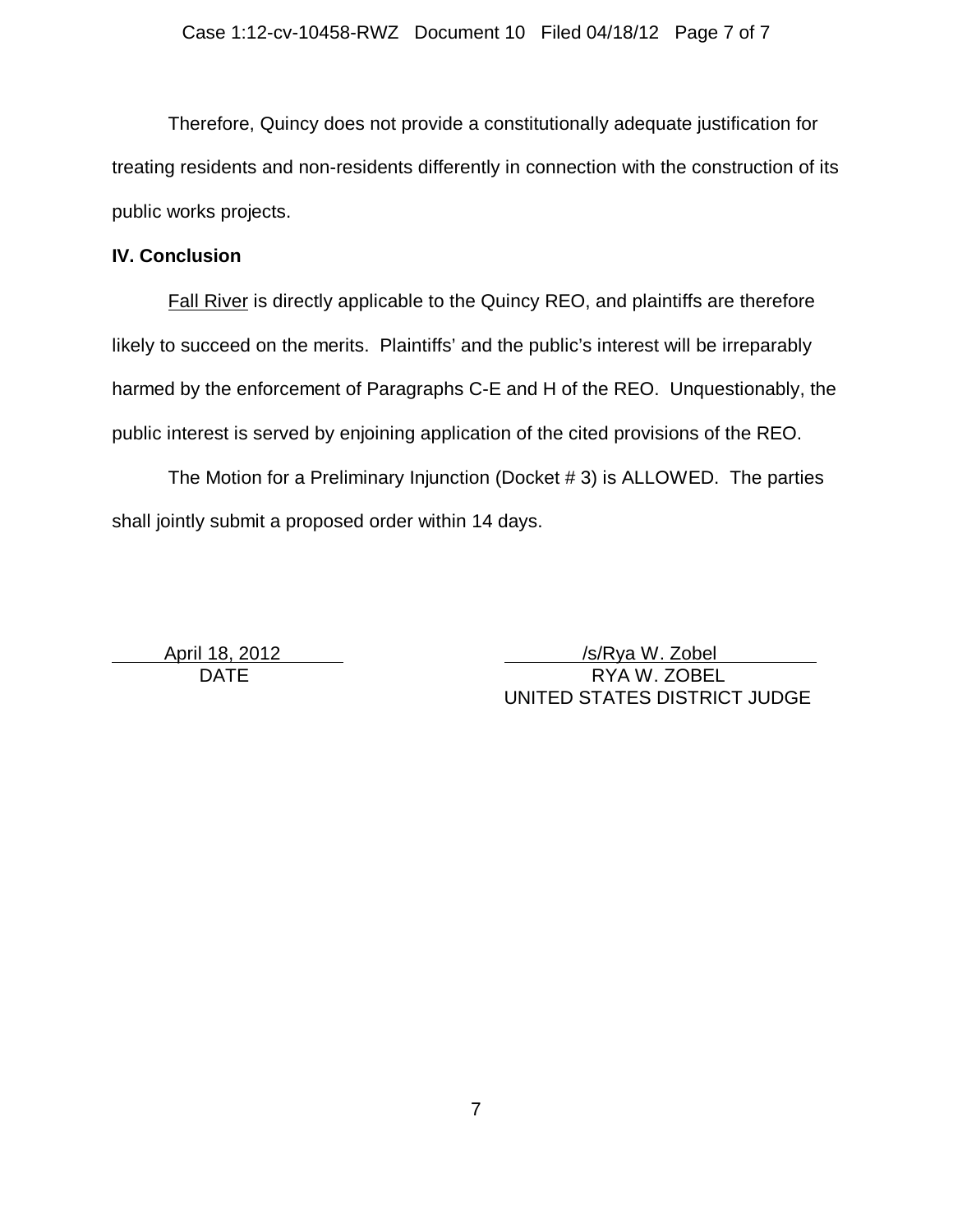Therefore, Quincy does not provide a constitutionally adequate justification for treating residents and non-residents differently in connection with the construction of its public works projects.

**IV. Conclusion**

Fall River is directly applicable to the Quincy REO, and plaintiffs are therefore likely to succeed on the merits. Plaintiffs' and the public's interest will be irreparably harmed by the enforcement of Paragraphs C-E and H of the REO. Unquestionably, the public interest is served by enjoining application of the cited provisions of the REO.

The Motion for a Preliminary Injunction (Docket # 3) is ALLOWED. The parties shall jointly submit a proposed order within 14 days.

April 18, 2012
DATE

/s/Rya W. Zobel
RYA W. ZOBEL
UNITED STATES DISTRICT JUDGE